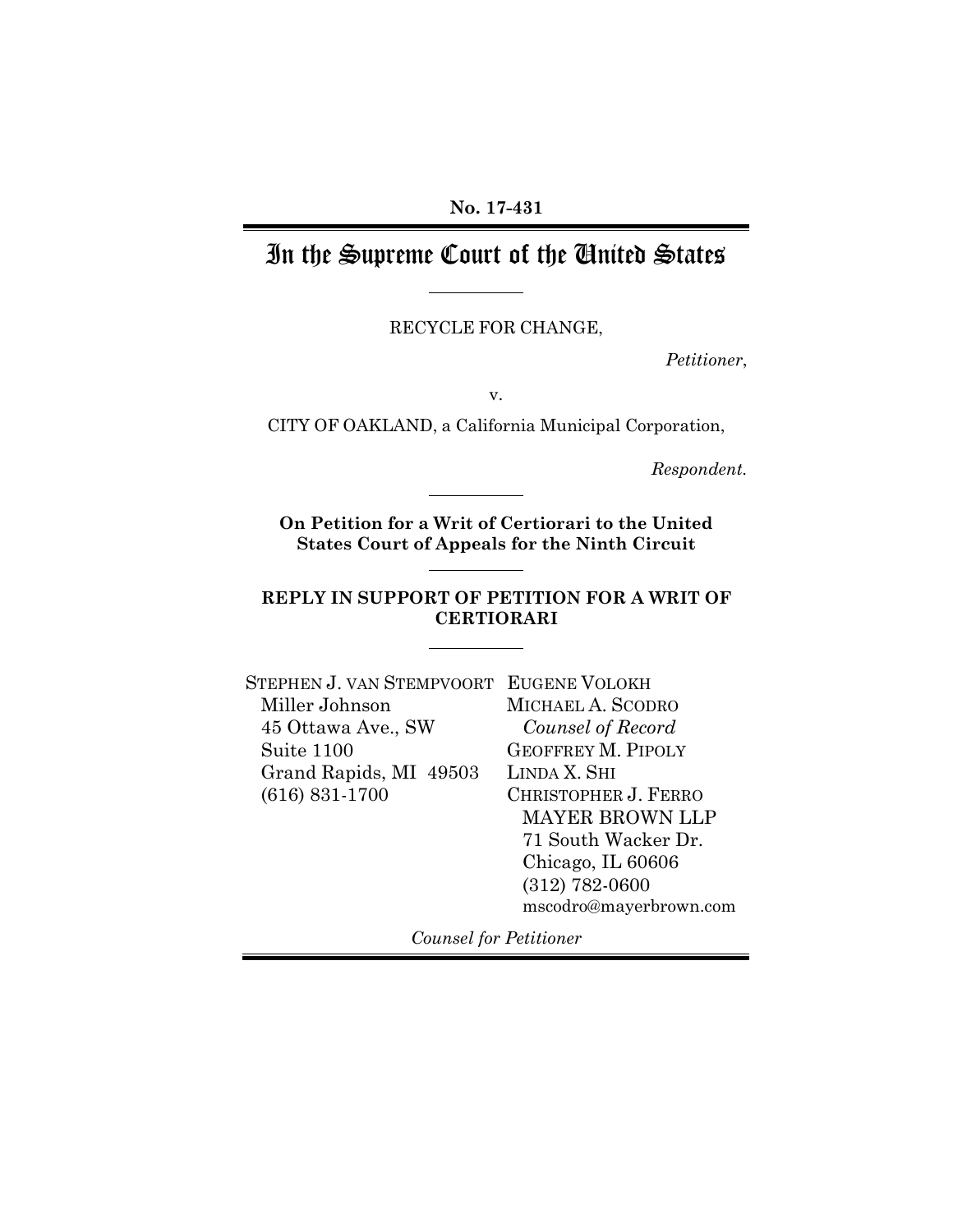**No. 17-431**

# In the Supreme Court of the United States

RECYCLE FOR CHANGE,

*Petitioner*,

v.

CITY OF OAKLAND, a California Municipal Corporation,

*Respondent.*

**On Petition for a Writ of Certiorari to the United States Court of Appeals for the Ninth Circuit**

**REPLY IN SUPPORT OF PETITION FOR A WRIT OF CERTIORARI**

STEPHEN J. VAN STEMPVOORT
Miller Johnson
45 Ottawa Ave., SW
Suite 1100
Grand Rapids, MI 49503
(616) 831-1700

EUGENE VOLOKH
MICHAEL A. SCODRO
*Counsel of Record*
GEOFFREY M. PIPOLY
LINDA X. SHI
CHRISTOPHER J. FERRO
MAYER BROWN LLP
71 South Wacker Dr.
Chicago, IL 60606
(312) 782-0600
mscodro@mayerbrown.com

*Counsel for Petitioner*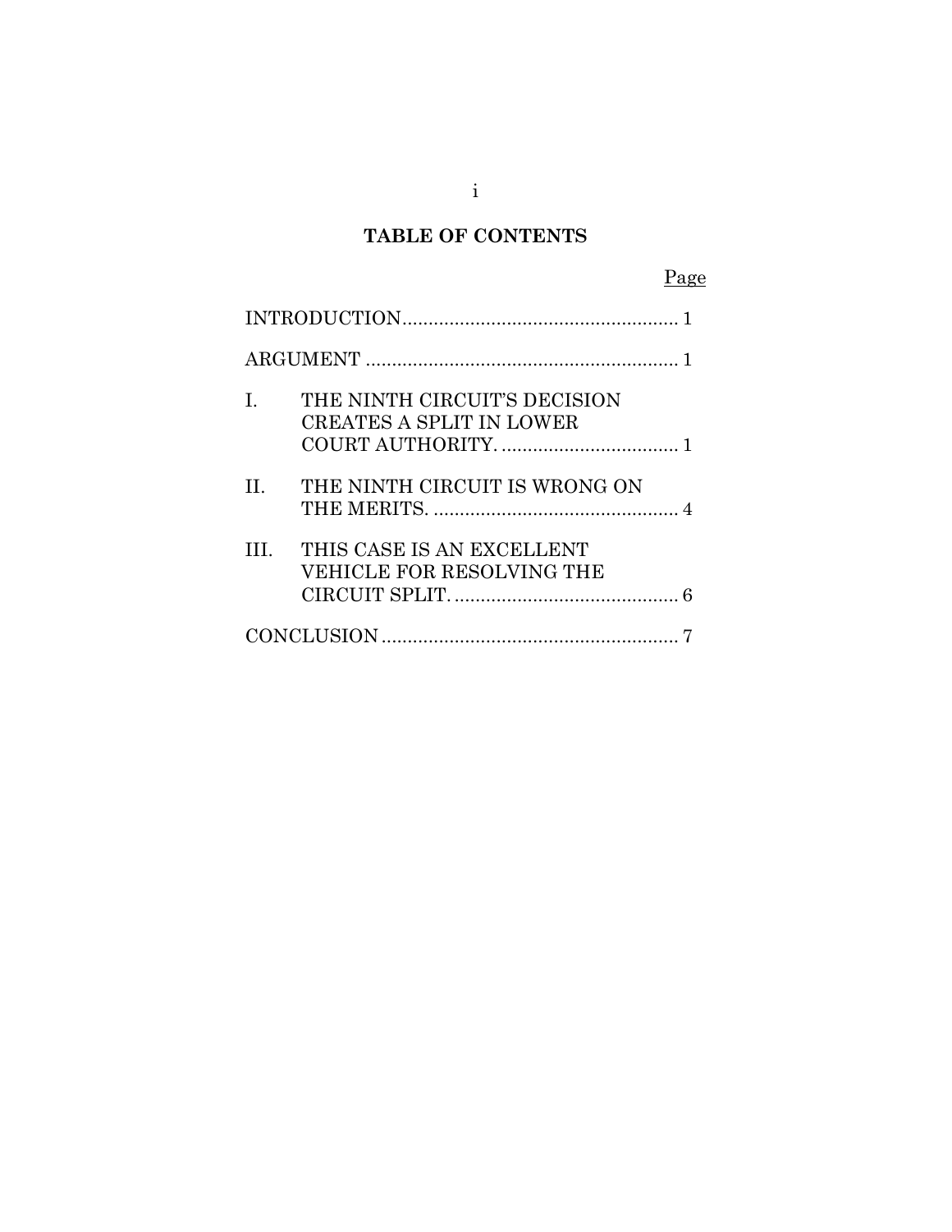## TABLE OF CONTENTS

| | Page |
|---|---|
| INTRODUCTION | 1 |
| ARGUMENT | 1 |
| I. THE NINTH CIRCUIT'S DECISION CREATES A SPLIT IN LOWER COURT AUTHORITY. | 1 |
| II. THE NINTH CIRCUIT IS WRONG ON THE MERITS. | 4 |
| III. THIS CASE IS AN EXCELLENT VEHICLE FOR RESOLVING THE CIRCUIT SPLIT. | 6 |
| CONCLUSION | 7 |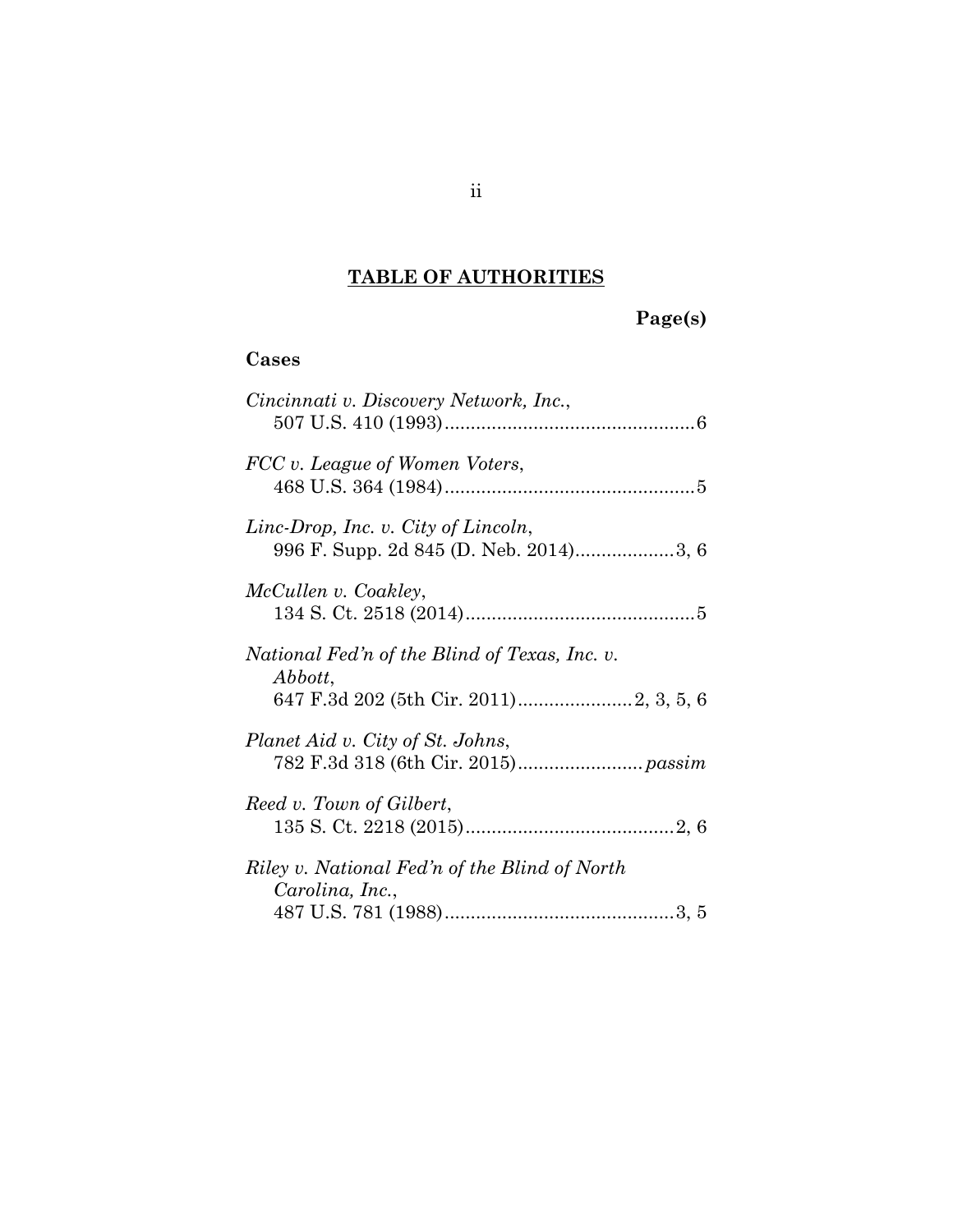## TABLE OF AUTHORITIES

**Page(s)**

### Cases

*Cincinnati v. Discovery Network, Inc.*, 507 U.S. 410 (1993) ................................................ 6

*FCC v. League of Women Voters*, 468 U.S. 364 (1984) ................................................ 5

*Linc-Drop, Inc. v. City of Lincoln*, 996 F. Supp. 2d 845 (D. Neb. 2014) ................... 3, 6

*McCullen v. Coakley*, 134 S. Ct. 2518 (2014) ............................................ 5

*National Fed'n of the Blind of Texas, Inc. v. Abbott*, 647 F.3d 202 (5th Cir. 2011) ...................... 2, 3, 5, 6

*Planet Aid v. City of St. Johns*, 782 F.3d 318 (6th Cir. 2015) ........................ *passim*

*Reed v. Town of Gilbert*, 135 S. Ct. 2218 (2015) ........................................ 2, 6

*Riley v. National Fed'n of the Blind of North Carolina, Inc.*, 487 U.S. 781 (1988) ............................................ 3, 5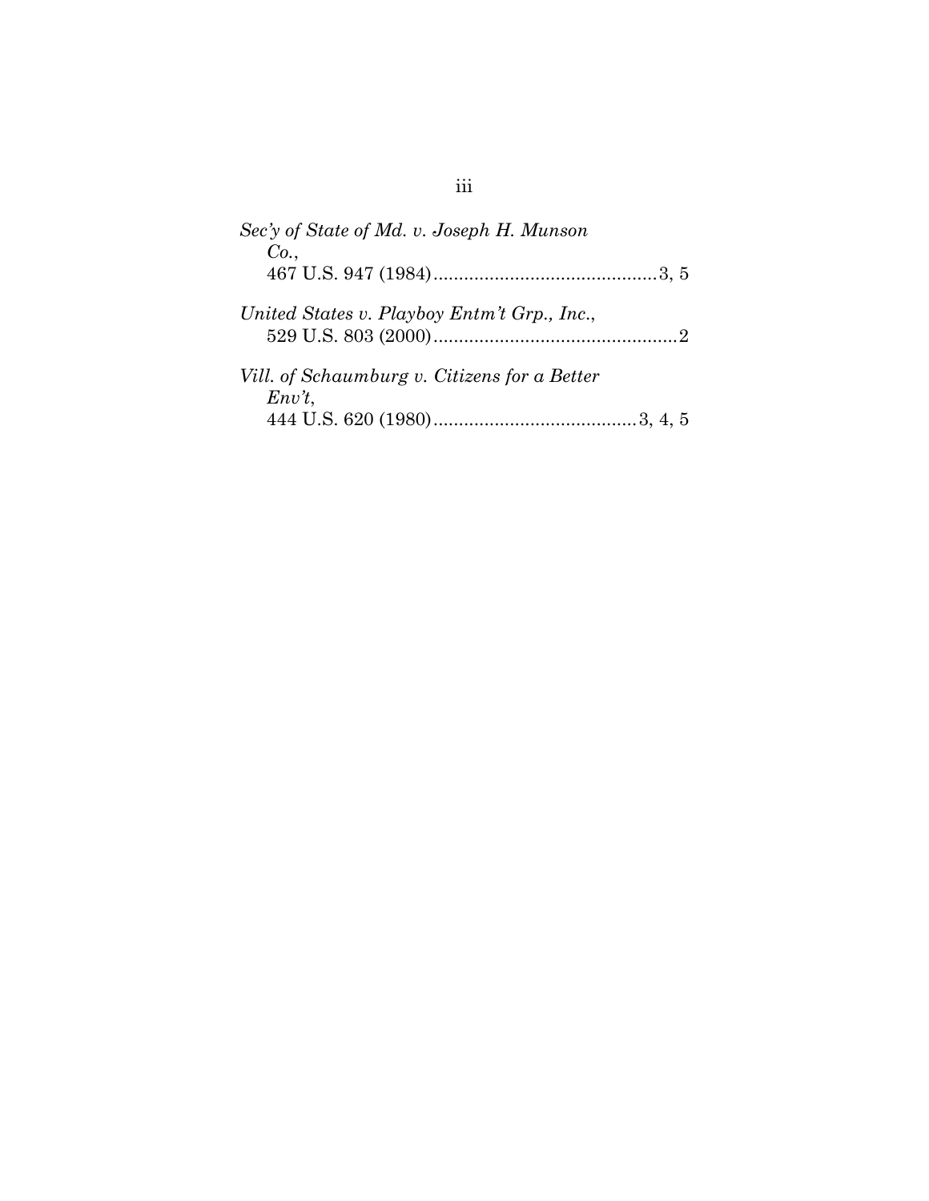*Sec'y of State of Md. v. Joseph H. Munson Co.*,
467 U.S. 947 (1984)............................................3, 5

*United States v. Playboy Entm't Grp., Inc.*,
529 U.S. 803 (2000)................................................2

*Vill. of Schaumburg v. Citizens for a Better Env't*,
444 U.S. 620 (1980)........................................3, 4, 5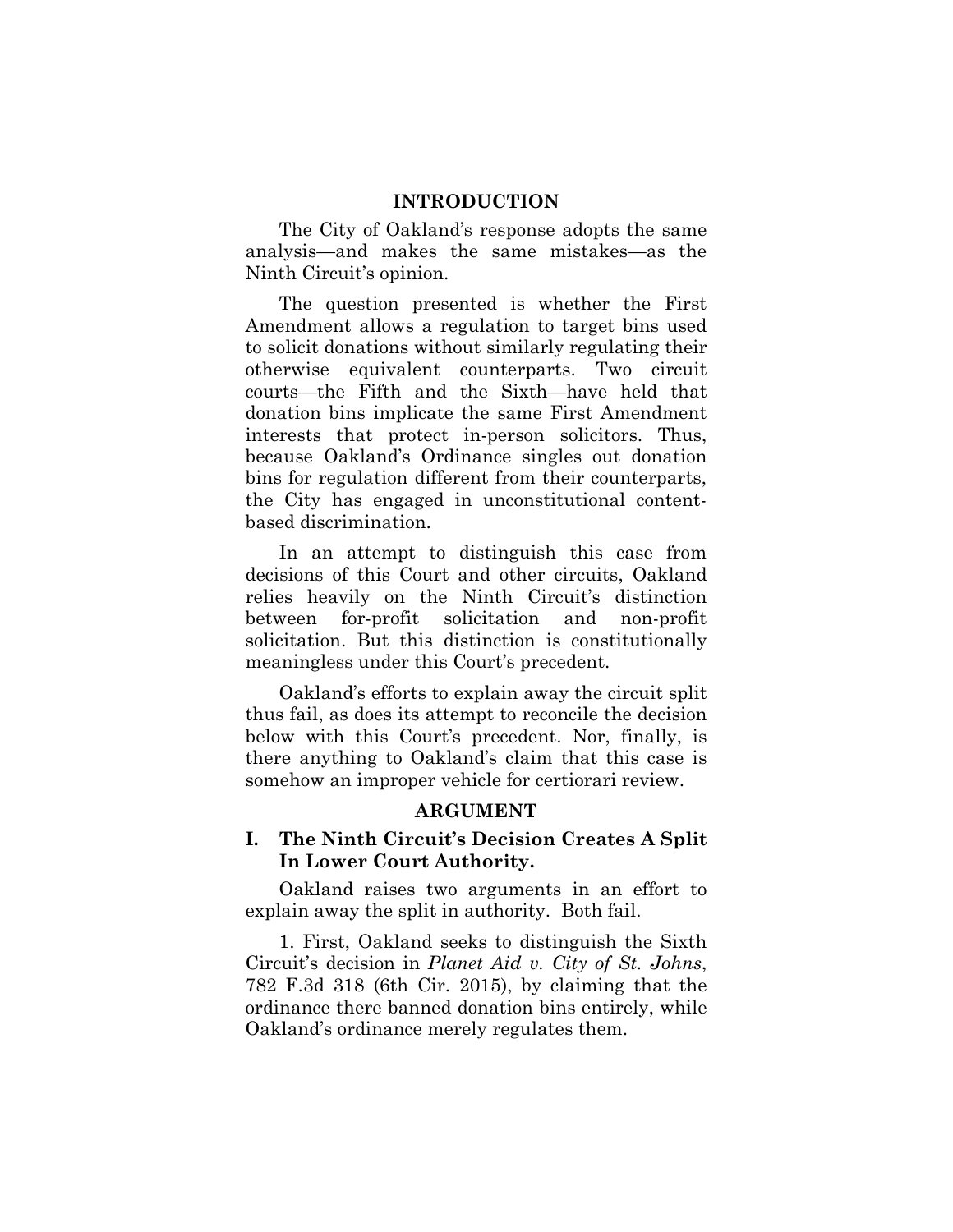## INTRODUCTION

The City of Oakland's response adopts the same analysis—and makes the same mistakes—as the Ninth Circuit's opinion.

The question presented is whether the First Amendment allows a regulation to target bins used to solicit donations without similarly regulating their otherwise equivalent counterparts. Two circuit courts—the Fifth and the Sixth—have held that donation bins implicate the same First Amendment interests that protect in-person solicitors. Thus, because Oakland's Ordinance singles out donation bins for regulation different from their counterparts, the City has engaged in unconstitutional content-based discrimination.

In an attempt to distinguish this case from decisions of this Court and other circuits, Oakland relies heavily on the Ninth Circuit's distinction between for-profit solicitation and non-profit solicitation. But this distinction is constitutionally meaningless under this Court's precedent.

Oakland's efforts to explain away the circuit split thus fail, as does its attempt to reconcile the decision below with this Court's precedent. Nor, finally, is there anything to Oakland's claim that this case is somehow an improper vehicle for certiorari review.

## ARGUMENT

### I. The Ninth Circuit's Decision Creates A Split In Lower Court Authority.

Oakland raises two arguments in an effort to explain away the split in authority. Both fail.

1. First, Oakland seeks to distinguish the Sixth Circuit's decision in *Planet Aid v. City of St. Johns*, 782 F.3d 318 (6th Cir. 2015), by claiming that the ordinance there banned donation bins entirely, while Oakland's ordinance merely regulates them.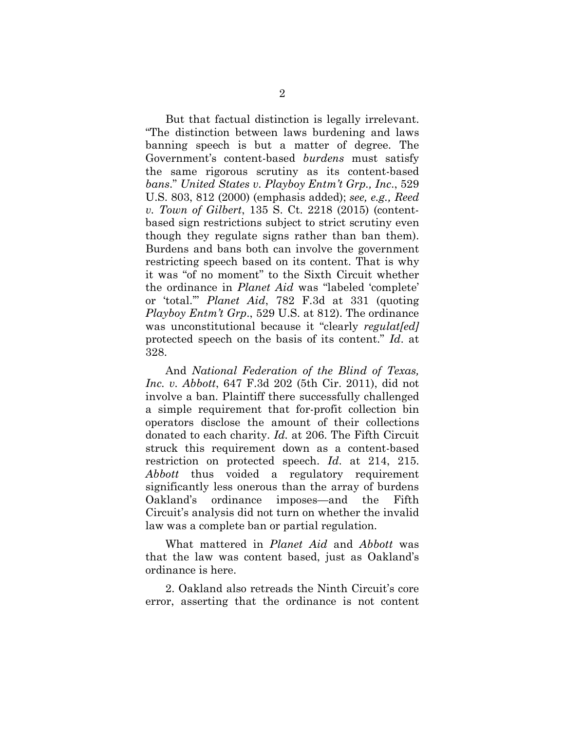But that factual distinction is legally irrelevant. "The distinction between laws burdening and laws banning speech is but a matter of degree. The Government's content-based *burdens* must satisfy the same rigorous scrutiny as its content-based *bans*." *United States v. Playboy Entm't Grp., Inc.*, 529 U.S. 803, 812 (2000) (emphasis added); *see, e.g., Reed v. Town of Gilbert*, 135 S. Ct. 2218 (2015) (content-based sign restrictions subject to strict scrutiny even though they regulate signs rather than ban them). Burdens and bans both can involve the government restricting speech based on its content. That is why it was "of no moment" to the Sixth Circuit whether the ordinance in *Planet Aid* was "labeled 'complete' or 'total.'" *Planet Aid*, 782 F.3d at 331 (quoting *Playboy Entm't Grp.*, 529 U.S. at 812). The ordinance was unconstitutional because it "clearly *regulat[ed]* protected speech on the basis of its content." *Id*. at 328.

And *National Federation of the Blind of Texas, Inc. v. Abbott*, 647 F.3d 202 (5th Cir. 2011), did not involve a ban. Plaintiff there successfully challenged a simple requirement that for-profit collection bin operators disclose the amount of their collections donated to each charity. *Id.* at 206. The Fifth Circuit struck this requirement down as a content-based restriction on protected speech. *Id*. at 214, 215. *Abbott* thus voided a regulatory requirement significantly less onerous than the array of burdens Oakland's ordinance imposes—and the Fifth Circuit's analysis did not turn on whether the invalid law was a complete ban or partial regulation.

What mattered in *Planet Aid* and *Abbott* was that the law was content based, just as Oakland's ordinance is here.

2. Oakland also retreads the Ninth Circuit's core error, asserting that the ordinance is not content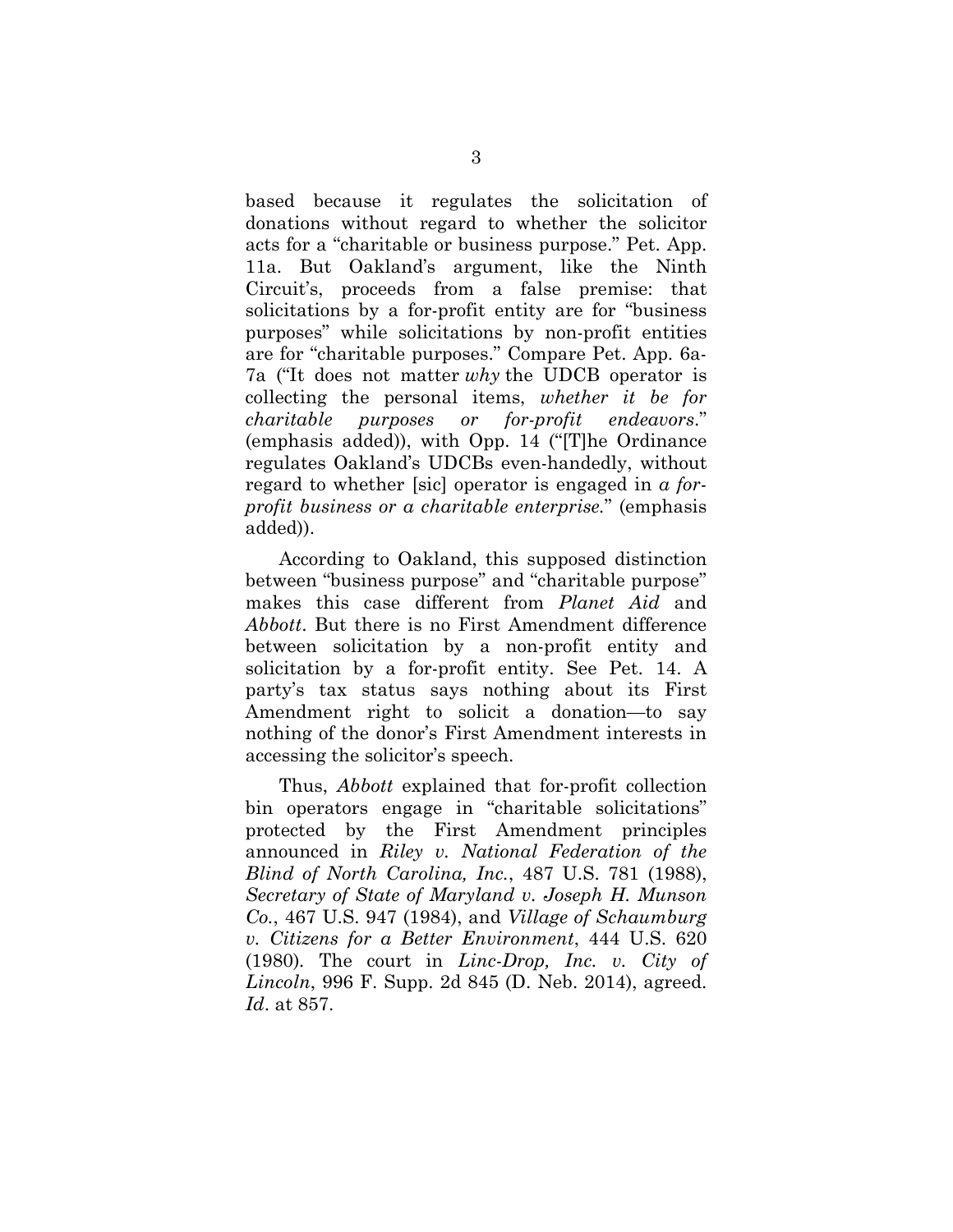based because it regulates the solicitation of donations without regard to whether the solicitor acts for a "charitable or business purpose." Pet. App. 11a. But Oakland's argument, like the Ninth Circuit's, proceeds from a false premise: that solicitations by a for-profit entity are for "business purposes" while solicitations by non-profit entities are for "charitable purposes." Compare Pet. App. 6a-7a ("It does not matter *why* the UDCB operator is collecting the personal items, *whether it be for charitable purposes or for-profit endeavors*." (emphasis added)), with Opp. 14 ("[T]he Ordinance regulates Oakland's UDCBs even-handedly, without regard to whether [sic] operator is engaged in *a for-profit business or a charitable enterprise*." (emphasis added)).

According to Oakland, this supposed distinction between "business purpose" and "charitable purpose" makes this case different from *Planet Aid* and *Abbott*. But there is no First Amendment difference between solicitation by a non-profit entity and solicitation by a for-profit entity. See Pet. 14. A party's tax status says nothing about its First Amendment right to solicit a donation—to say nothing of the donor's First Amendment interests in accessing the solicitor's speech.

Thus, *Abbott* explained that for-profit collection bin operators engage in "charitable solicitations" protected by the First Amendment principles announced in *Riley v. National Federation of the Blind of North Carolina, Inc.*, 487 U.S. 781 (1988), *Secretary of State of Maryland v. Joseph H. Munson Co.*, 467 U.S. 947 (1984), and *Village of Schaumburg v. Citizens for a Better Environment*, 444 U.S. 620 (1980). The court in *Linc-Drop, Inc. v. City of Lincoln*, 996 F. Supp. 2d 845 (D. Neb. 2014), agreed. *Id*. at 857.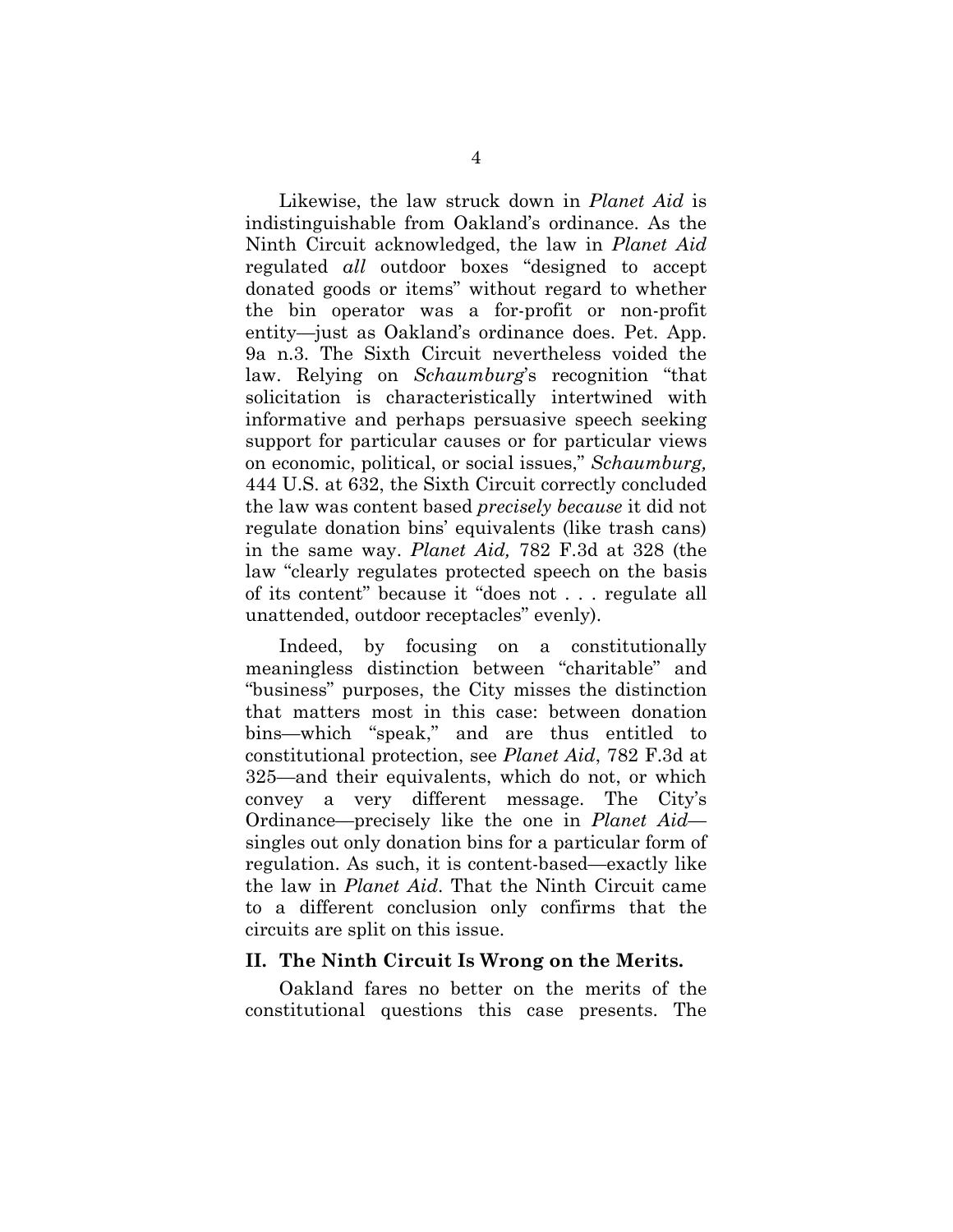Likewise, the law struck down in *Planet Aid* is indistinguishable from Oakland's ordinance. As the Ninth Circuit acknowledged, the law in *Planet Aid* regulated *all* outdoor boxes "designed to accept donated goods or items" without regard to whether the bin operator was a for-profit or non-profit entity—just as Oakland's ordinance does. Pet. App. 9a n.3. The Sixth Circuit nevertheless voided the law. Relying on *Schaumburg*'s recognition "that solicitation is characteristically intertwined with informative and perhaps persuasive speech seeking support for particular causes or for particular views on economic, political, or social issues," *Schaumburg,* 444 U.S. at 632, the Sixth Circuit correctly concluded the law was content based *precisely because* it did not regulate donation bins' equivalents (like trash cans) in the same way. *Planet Aid,* 782 F.3d at 328 (the law "clearly regulates protected speech on the basis of its content" because it "does not . . . regulate all unattended, outdoor receptacles" evenly).

Indeed, by focusing on a constitutionally meaningless distinction between "charitable" and "business" purposes, the City misses the distinction that matters most in this case: between donation bins—which "speak," and are thus entitled to constitutional protection, see *Planet Aid*, 782 F.3d at 325—and their equivalents, which do not, or which convey a very different message. The City's Ordinance—precisely like the one in *Planet Aid*—singles out only donation bins for a particular form of regulation. As such, it is content-based—exactly like the law in *Planet Aid*. That the Ninth Circuit came to a different conclusion only confirms that the circuits are split on this issue.

## II. The Ninth Circuit Is Wrong on the Merits.

Oakland fares no better on the merits of the constitutional questions this case presents. The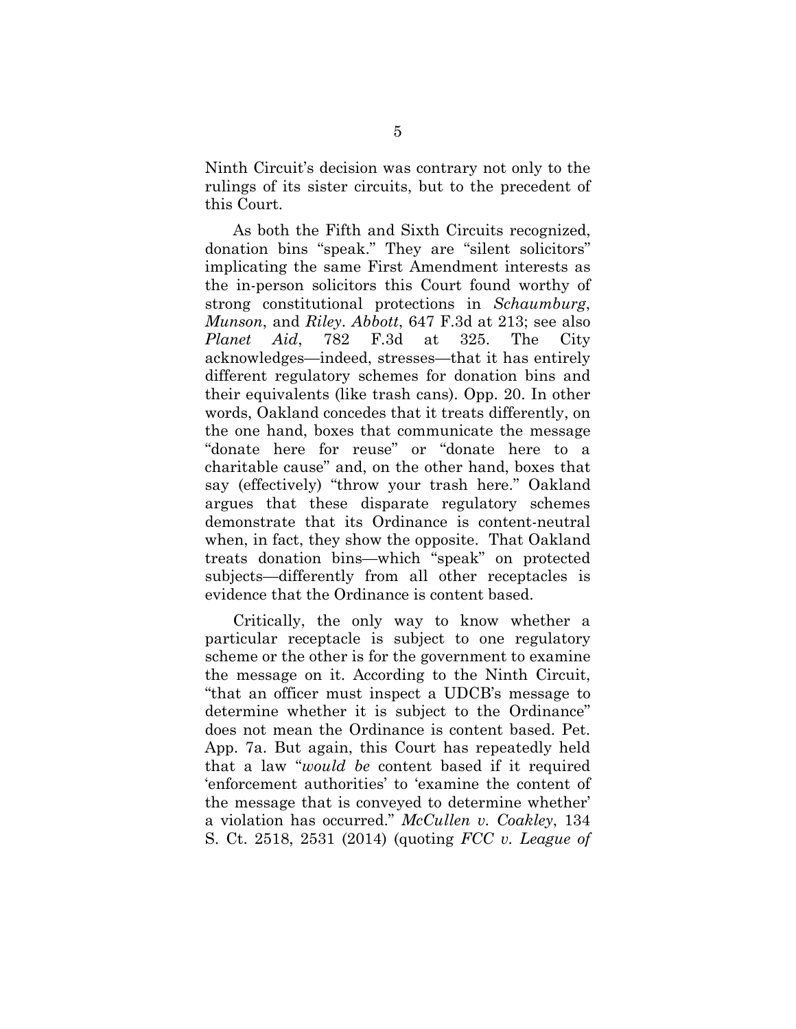Ninth Circuit's decision was contrary not only to the rulings of its sister circuits, but to the precedent of this Court.

As both the Fifth and Sixth Circuits recognized, donation bins "speak." They are "silent solicitors" implicating the same First Amendment interests as the in-person solicitors this Court found worthy of strong constitutional protections in *Schaumburg*, *Munson*, and *Riley*. *Abbott*, 647 F.3d at 213; see also *Planet Aid*, 782 F.3d at 325. The City acknowledges—indeed, stresses—that it has entirely different regulatory schemes for donation bins and their equivalents (like trash cans). Opp. 20. In other words, Oakland concedes that it treats differently, on the one hand, boxes that communicate the message "donate here for reuse" or "donate here to a charitable cause" and, on the other hand, boxes that say (effectively) "throw your trash here." Oakland argues that these disparate regulatory schemes demonstrate that its Ordinance is content-neutral when, in fact, they show the opposite. That Oakland treats donation bins—which "speak" on protected subjects—differently from all other receptacles is evidence that the Ordinance is content based.

Critically, the only way to know whether a particular receptacle is subject to one regulatory scheme or the other is for the government to examine the message on it. According to the Ninth Circuit, "that an officer must inspect a UDCB's message to determine whether it is subject to the Ordinance" does not mean the Ordinance is content based. Pet. App. 7a. But again, this Court has repeatedly held that a law "*would be* content based if it required 'enforcement authorities' to 'examine the content of the message that is conveyed to determine whether' a violation has occurred." *McCullen v. Coakley*, 134 S. Ct. 2518, 2531 (2014) (quoting *FCC v. League of*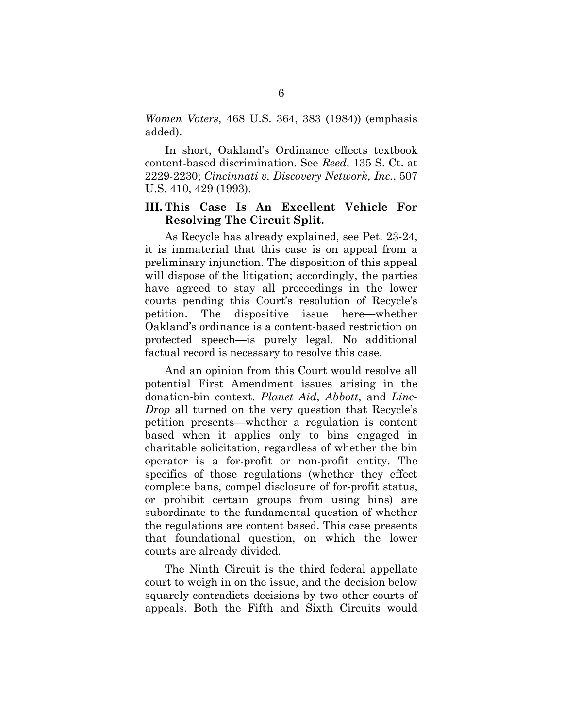*Women Voters*, 468 U.S. 364, 383 (1984)) (emphasis added).

In short, Oakland's Ordinance effects textbook content-based discrimination. See *Reed*, 135 S. Ct. at 2229-2230; *Cincinnati v. Discovery Network, Inc.*, 507 U.S. 410, 429 (1993).

## III. This Case Is An Excellent Vehicle For Resolving The Circuit Split.

As Recycle has already explained, see Pet. 23-24, it is immaterial that this case is on appeal from a preliminary injunction. The disposition of this appeal will dispose of the litigation; accordingly, the parties have agreed to stay all proceedings in the lower courts pending this Court's resolution of Recycle's petition. The dispositive issue here—whether Oakland's ordinance is a content-based restriction on protected speech—is purely legal. No additional factual record is necessary to resolve this case.

And an opinion from this Court would resolve all potential First Amendment issues arising in the donation-bin context. *Planet Aid*, *Abbott*, and *Linc-Drop* all turned on the very question that Recycle's petition presents—whether a regulation is content based when it applies only to bins engaged in charitable solicitation, regardless of whether the bin operator is a for-profit or non-profit entity. The specifics of those regulations (whether they effect complete bans, compel disclosure of for-profit status, or prohibit certain groups from using bins) are subordinate to the fundamental question of whether the regulations are content based. This case presents that foundational question, on which the lower courts are already divided.

The Ninth Circuit is the third federal appellate court to weigh in on the issue, and the decision below squarely contradicts decisions by two other courts of appeals. Both the Fifth and Sixth Circuits would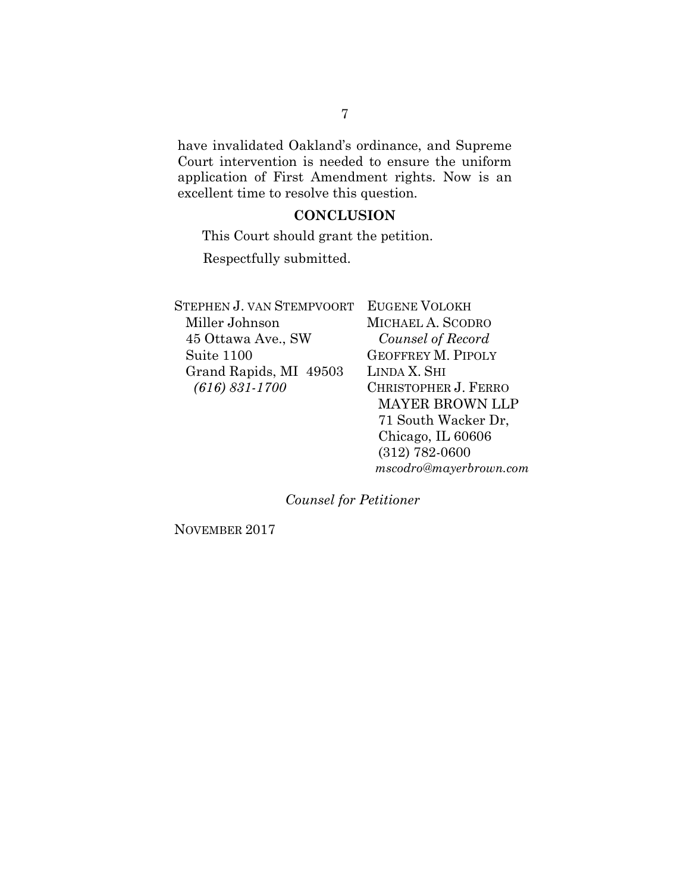have invalidated Oakland's ordinance, and Supreme Court intervention is needed to ensure the uniform application of First Amendment rights. Now is an excellent time to resolve this question.

## CONCLUSION

This Court should grant the petition.

Respectfully submitted.

STEPHEN J. VAN STEMPVOORT
Miller Johnson
45 Ottawa Ave., SW
Suite 1100
Grand Rapids, MI 49503
*(616) 831-1700*

EUGENE VOLOKH
MICHAEL A. SCODRO
*Counsel of Record*
GEOFFREY M. PIPOLY
LINDA X. SHI
CHRISTOPHER J. FERRO
MAYER BROWN LLP
71 South Wacker Dr,
Chicago, IL 60606
(312) 782-0600
*mscodro@mayerbrown.com*

*Counsel for Petitioner*

NOVEMBER 2017